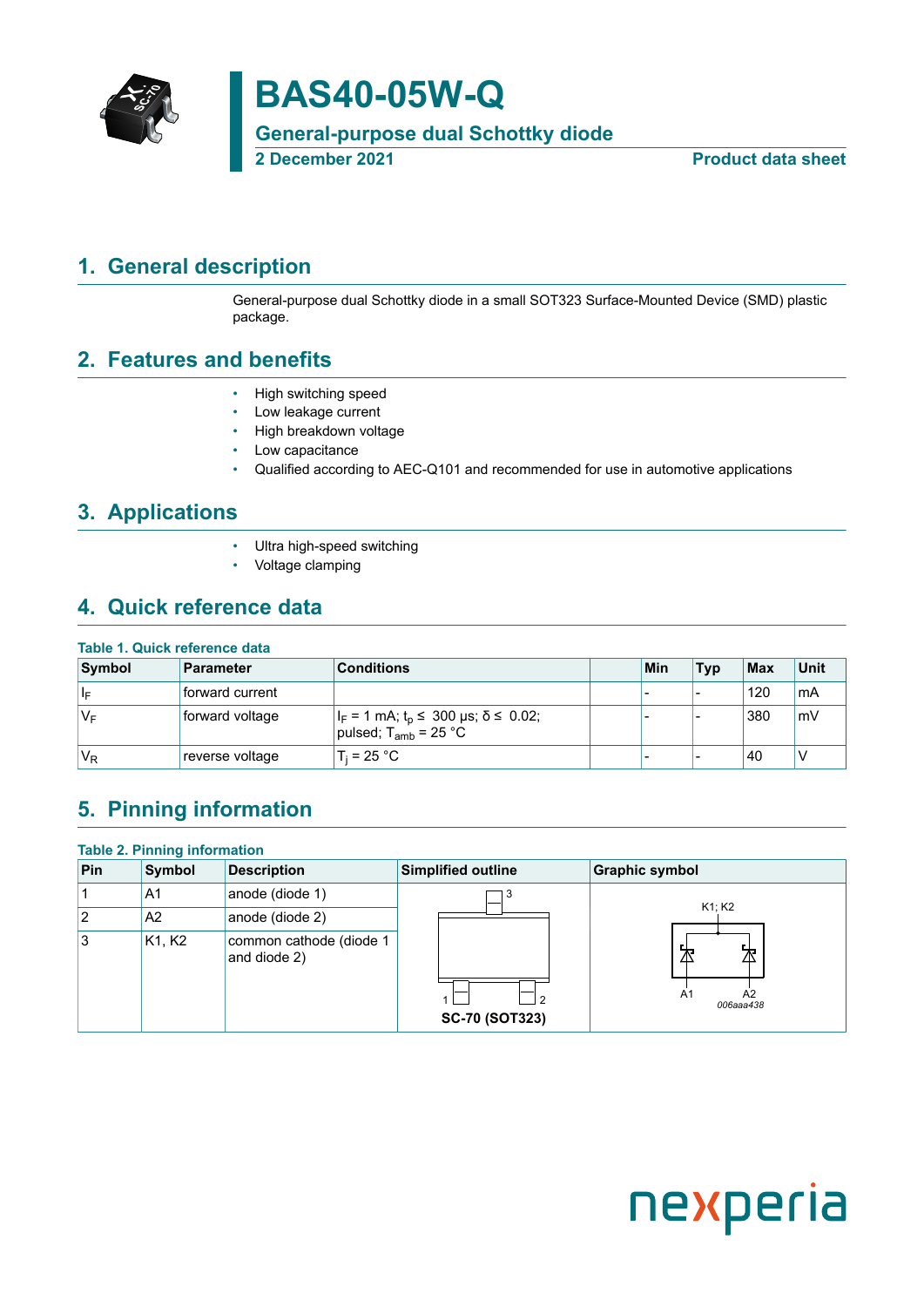# BAS40-05W-Q

**General-purpose dual Schottky diode**

**2 December 2021** **Product data sheet**

## 1. General description

General-purpose dual Schottky diode in a small SOT323 Surface-Mounted Device (SMD) plastic package.

## 2. Features and benefits

- High switching speed
- Low leakage current
- High breakdown voltage
- Low capacitance
- Qualified according to AEC-Q101 and recommended for use in automotive applications

## 3. Applications

- Ultra high-speed switching
- Voltage clamping

## 4. Quick reference data

**Table 1. Quick reference data**

| Symbol | Parameter | Conditions | | Min | Typ | Max | Unit |
|---|---|---|---|---|---|---|---|
| $I_F$ | forward current | | | - | - | 120 | mA |
| $V_F$ | forward voltage | $I_F$ = 1 mA; $t_p \leq$ 300 µs; $\delta \leq$ 0.02; pulsed; $T_{amb}$ = 25 °C | | - | - | 380 | mV |
| $V_R$ | reverse voltage | $T_j$ = 25 °C | | - | - | 40 | V |

## 5. Pinning information

**Table 2. Pinning information**

| Pin | Symbol | Description | Simplified outline | Graphic symbol |
|---|---|---|---|---|
| 1 | A1 | anode (diode 1) | SC-70 (SOT323) | 006aaa438 |
| 2 | A2 | anode (diode 2) | | |
| 3 | K1, K2 | common cathode (diode 1 and diode 2) | | |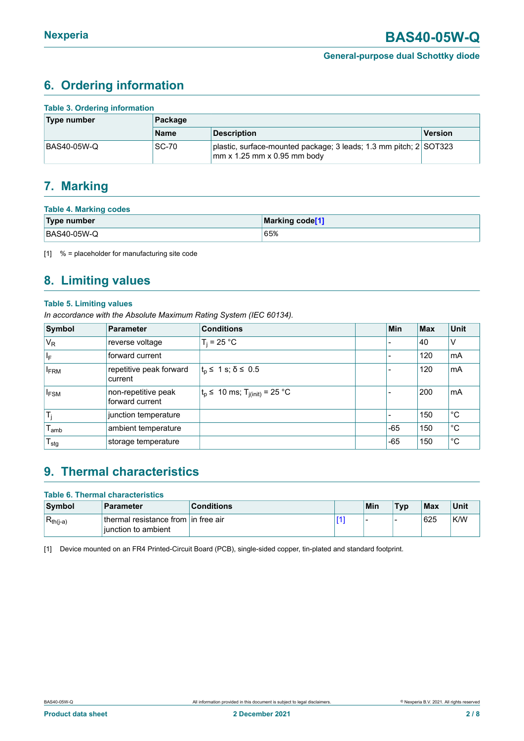## 6. Ordering information

**Table 3. Ordering information**

| Type number | Package | | |
|---|---|---|---|
| | Name | Description | Version |
| BAS40-05W-Q | SC-70 | plastic, surface-mounted package; 3 leads; 1.3 mm pitch; 2 mm x 1.25 mm x 0.95 mm body | SOT323 |

## 7. Marking

**Table 4. Marking codes**

| Type number | Marking code[1] |
|---|---|
| BAS40-05W-Q | 65% |

[1] % = placeholder for manufacturing site code

## 8. Limiting values

**Table 5. Limiting values**

*In accordance with the Absolute Maximum Rating System (IEC 60134).*

| Symbol | Parameter | Conditions | | Min | Max | Unit |
|---|---|---|---|---|---|---|
| $V_R$ | reverse voltage | $T_j$ = 25 °C | | - | 40 | V |
| $I_F$ | forward current | | | - | 120 | mA |
| $I_{FRM}$ | repetitive peak forward current | $t_p \leq$ 1 s; $\delta \leq$ 0.5 | | - | 120 | mA |
| $I_{FSM}$ | non-repetitive peak forward current | $t_p \leq$ 10 ms; $T_{j(init)}$ = 25 °C | | - | 200 | mA |
| $T_j$ | junction temperature | | | - | 150 | °C |
| $T_{amb}$ | ambient temperature | | | -65 | 150 | °C |
| $T_{stg}$ | storage temperature | | | -65 | 150 | °C |

## 9. Thermal characteristics

**Table 6. Thermal characteristics**

| Symbol | Parameter | Conditions | | Min | Typ | Max | Unit |
|---|---|---|---|---|---|---|---|
| $R_{th(j-a)}$ | thermal resistance from junction to ambient | in free air | [1] | - | - | 625 | K/W |

[1] Device mounted on an FR4 Printed-Circuit Board (PCB), single-sided copper, tin-plated and standard footprint.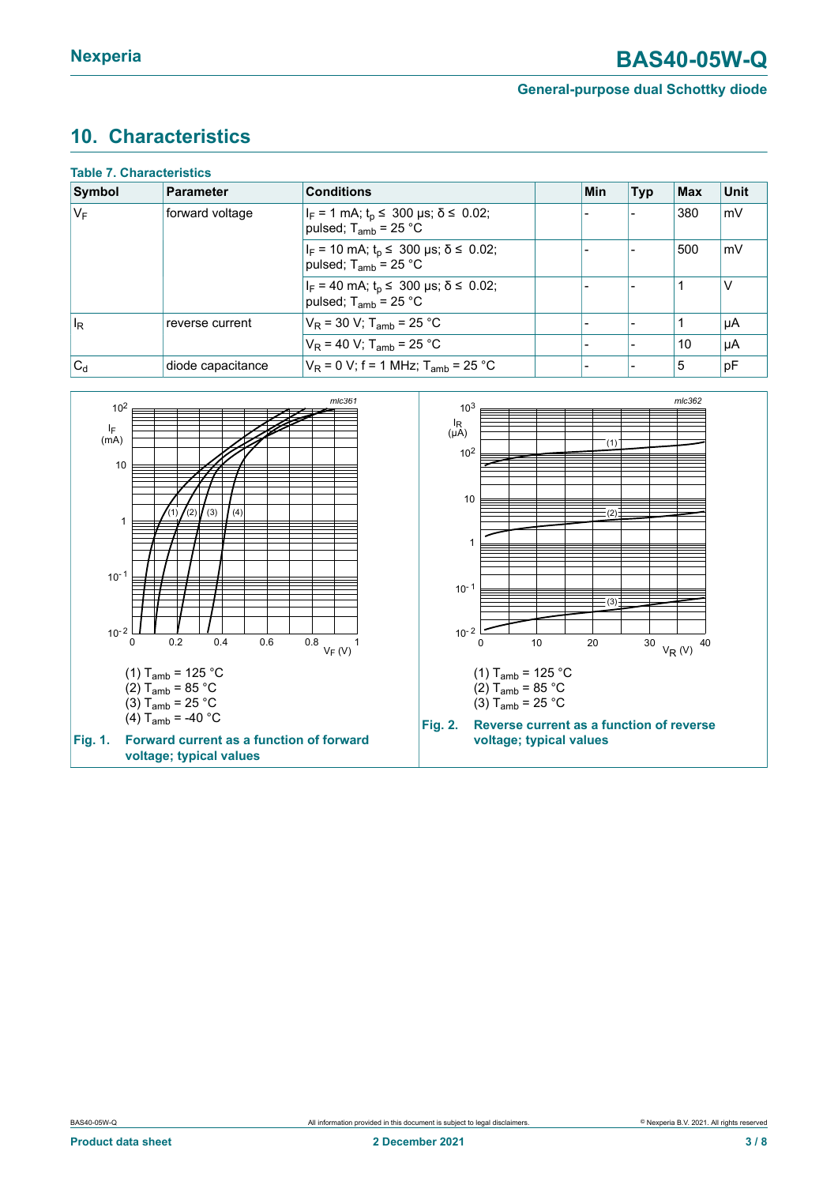## 10. Characteristics

**Table 7. Characteristics**

| Symbol | Parameter | Conditions | | Min | Typ | Max | Unit |
|---|---|---|---|---|---|---|---|
| $V_F$ | forward voltage | $I_F$ = 1 mA; $t_p$ ≤ 300 μs; δ ≤ 0.02; pulsed; $T_{amb}$ = 25 °C | | - | - | 380 | mV |
| | | $I_F$ = 10 mA; $t_p$ ≤ 300 μs; δ ≤ 0.02; pulsed; $T_{amb}$ = 25 °C | | - | - | 500 | mV |
| | | $I_F$ = 40 mA; $t_p$ ≤ 300 μs; δ ≤ 0.02; pulsed; $T_{amb}$ = 25 °C | | - | - | 1 | V |
| $I_R$ | reverse current | $V_R$ = 30 V; $T_{amb}$ = 25 °C | | - | - | 1 | μA |
| | | $V_R$ = 40 V; $T_{amb}$ = 25 °C | | - | - | 10 | μA |
| $C_d$ | diode capacitance | $V_R$ = 0 V; f = 1 MHz; $T_{amb}$ = 25 °C | | - | - | 5 | pF |

(1) $T_{amb}$ = 125 °C
(2) $T_{amb}$ = 85 °C
(3) $T_{amb}$ = 25 °C
(4) $T_{amb}$ = -40 °C

**Fig. 1. Forward current as a function of forward voltage; typical values**

(1) $T_{amb}$ = 125 °C
(2) $T_{amb}$ = 85 °C
(3) $T_{amb}$ = 25 °C

**Fig. 2. Reverse current as a function of reverse voltage; typical values**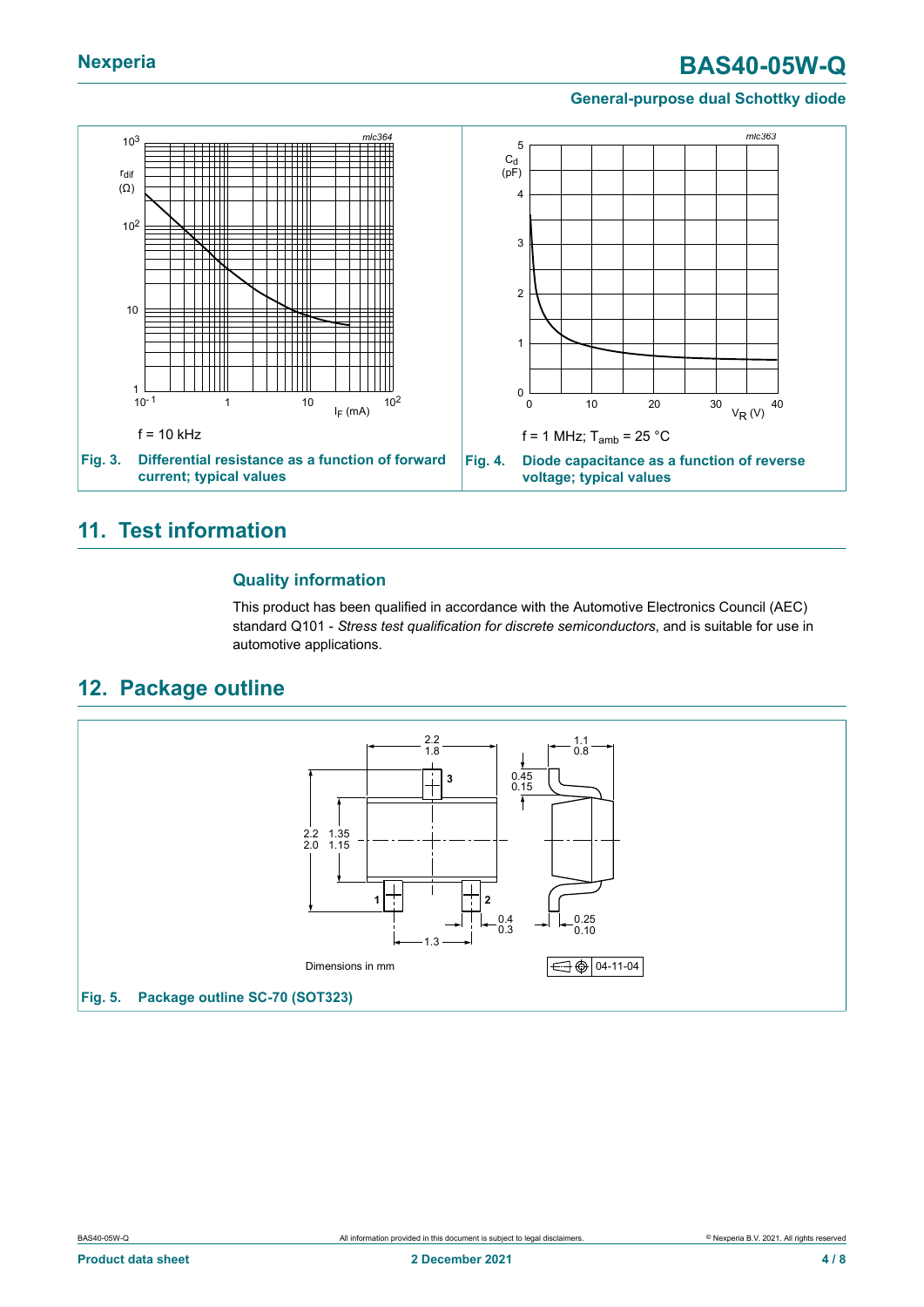f = 10 kHz

**Fig. 3. Differential resistance as a function of forward current; typical values**

f = 1 MHz; $T_{amb}$ = 25 °C

**Fig. 4. Diode capacitance as a function of reverse voltage; typical values**

## 11. Test information

### Quality information

This product has been qualified in accordance with the Automotive Electronics Council (AEC) standard Q101 - *Stress test qualification for discrete semiconductors*, and is suitable for use in automotive applications.

## 12. Package outline

Dimensions in mm

**Fig. 5. Package outline SC-70 (SOT323)**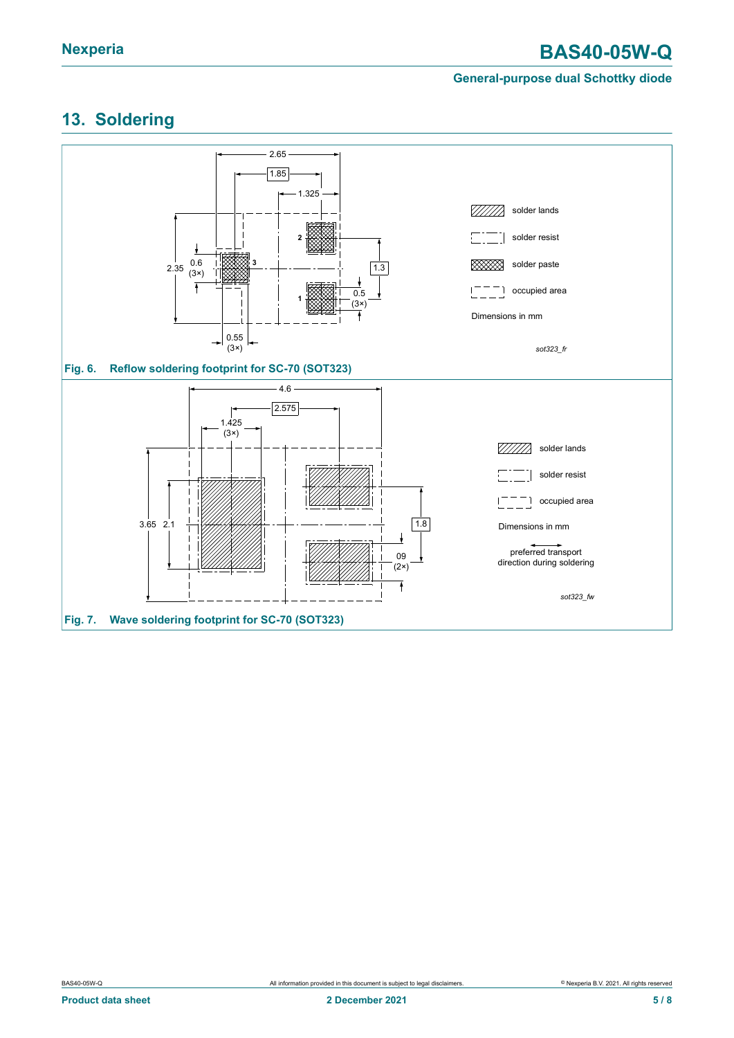## 13. Soldering

Fig. 6. Reflow soldering footprint for SC-70 (SOT323)

Fig. 7. Wave soldering footprint for SC-70 (SOT323)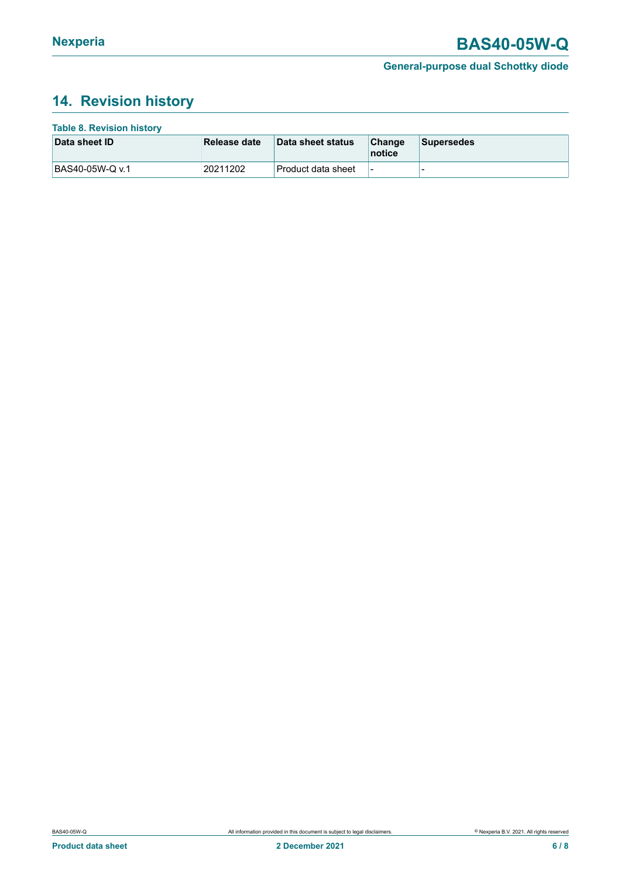## 14. Revision history

**Table 8. Revision history**

| Data sheet ID | Release date | Data sheet status | Change notice | Supersedes |
|---|---|---|---|---|
| BAS40-05W-Q v.1 | 20211202 | Product data sheet | - | - |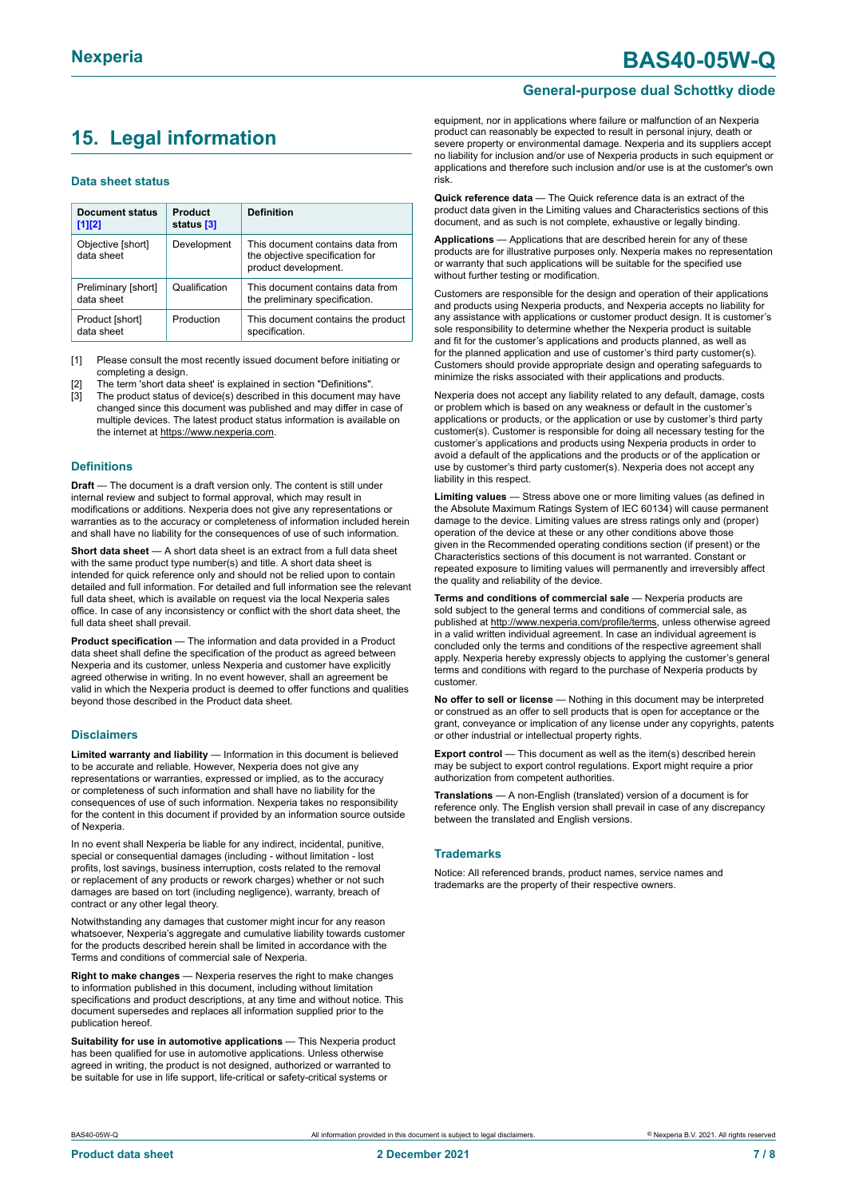# 15. Legal information

### Data sheet status

| Document status [1][2] | Product status [3] | Definition |
|---|---|---|
| Objective [short] data sheet | Development | This document contains data from the objective specification for product development. |
| Preliminary [short] data sheet | Qualification | This document contains data from the preliminary specification. |
| Product [short] data sheet | Production | This document contains the product specification. |

[1] Please consult the most recently issued document before initiating or completing a design.

[2] The term 'short data sheet' is explained in section "Definitions".

[3] The product status of device(s) described in this document may have changed since this document was published and may differ in case of multiple devices. The latest product status information is available on the internet at https://www.nexperia.com.

### Definitions

**Draft** — The document is a draft version only. The content is still under internal review and subject to formal approval, which may result in modifications or additions. Nexperia does not give any representations or warranties as to the accuracy or completeness of information included herein and shall have no liability for the consequences of use of such information.

**Short data sheet** — A short data sheet is an extract from a full data sheet with the same product type number(s) and title. A short data sheet is intended for quick reference only and should not be relied upon to contain detailed and full information. For detailed and full information see the relevant full data sheet, which is available on request via the local Nexperia sales office. In case of any inconsistency or conflict with the short data sheet, the full data sheet shall prevail.

**Product specification** — The information and data provided in a Product data sheet shall define the specification of the product as agreed between Nexperia and its customer, unless Nexperia and customer have explicitly agreed otherwise in writing. In no event however, shall an agreement be valid in which the Nexperia product is deemed to offer functions and qualities beyond those described in the Product data sheet.

### Disclaimers

**Limited warranty and liability** — Information in this document is believed to be accurate and reliable. However, Nexperia does not give any representations or warranties, expressed or implied, as to the accuracy or completeness of such information and shall have no liability for the consequences of use of such information. Nexperia takes no responsibility for the content in this document if provided by an information source outside of Nexperia.

In no event shall Nexperia be liable for any indirect, incidental, punitive, special or consequential damages (including - without limitation - lost profits, lost savings, business interruption, costs related to the removal or replacement of any products or rework charges) whether or not such damages are based on tort (including negligence), warranty, breach of contract or any other legal theory.

Notwithstanding any damages that customer might incur for any reason whatsoever, Nexperia's aggregate and cumulative liability towards customer for the products described herein shall be limited in accordance with the Terms and conditions of commercial sale of Nexperia.

**Right to make changes** — Nexperia reserves the right to make changes to information published in this document, including without limitation specifications and product descriptions, at any time and without notice. This document supersedes and replaces all information supplied prior to the publication hereof.

**Suitability for use in automotive applications** — This Nexperia product has been qualified for use in automotive applications. Unless otherwise agreed in writing, the product is not designed, authorized or warranted to be suitable for use in life support, life-critical or safety-critical systems or equipment, nor in applications where failure or malfunction of an Nexperia product can reasonably be expected to result in personal injury, death or severe property or environmental damage. Nexperia and its suppliers accept no liability for inclusion and/or use of Nexperia products in such equipment or applications and therefore such inclusion and/or use is at the customer's own risk.

**Quick reference data** — The Quick reference data is an extract of the product data given in the Limiting values and Characteristics sections of this document, and as such is not complete, exhaustive or legally binding.

**Applications** — Applications that are described herein for any of these products are for illustrative purposes only. Nexperia makes no representation or warranty that such applications will be suitable for the specified use without further testing or modification.

Customers are responsible for the design and operation of their applications and products using Nexperia products, and Nexperia accepts no liability for any assistance with applications or customer product design. It is customer's sole responsibility to determine whether the Nexperia product is suitable and fit for the customer's applications and products planned, as well as for the planned application and use of customer's third party customer(s). Customers should provide appropriate design and operating safeguards to minimize the risks associated with their applications and products.

Nexperia does not accept any liability related to any default, damage, costs or problem which is based on any weakness or default in the customer's applications or products, or the application or use by customer's third party customer(s). Customer is responsible for doing all necessary testing for the customer's applications and products using Nexperia products in order to avoid a default of the applications and the products or of the application or use by customer's third party customer(s). Nexperia does not accept any liability in this respect.

**Limiting values** — Stress above one or more limiting values (as defined in the Absolute Maximum Ratings System of IEC 60134) will cause permanent damage to the device. Limiting values are stress ratings only and (proper) operation of the device at these or any other conditions above those given in the Recommended operating conditions section (if present) or the Characteristics sections of this document is not warranted. Constant or repeated exposure to limiting values will permanently and irreversibly affect the quality and reliability of the device.

**Terms and conditions of commercial sale** — Nexperia products are sold subject to the general terms and conditions of commercial sale, as published at http://www.nexperia.com/profile/terms, unless otherwise agreed in a valid written individual agreement. In case an individual agreement is concluded only the terms and conditions of the respective agreement shall apply. Nexperia hereby expressly objects to applying the customer's general terms and conditions with regard to the purchase of Nexperia products by customer.

**No offer to sell or license** — Nothing in this document may be interpreted or construed as an offer to sell products that is open for acceptance or the grant, conveyance or implication of any license under any copyrights, patents or other industrial or intellectual property rights.

**Export control** — This document as well as the item(s) described herein may be subject to export control regulations. Export might require a prior authorization from competent authorities.

**Translations** — A non-English (translated) version of a document is for reference only. The English version shall prevail in case of any discrepancy between the translated and English versions.

### Trademarks

Notice: All referenced brands, product names, service names and trademarks are the property of their respective owners.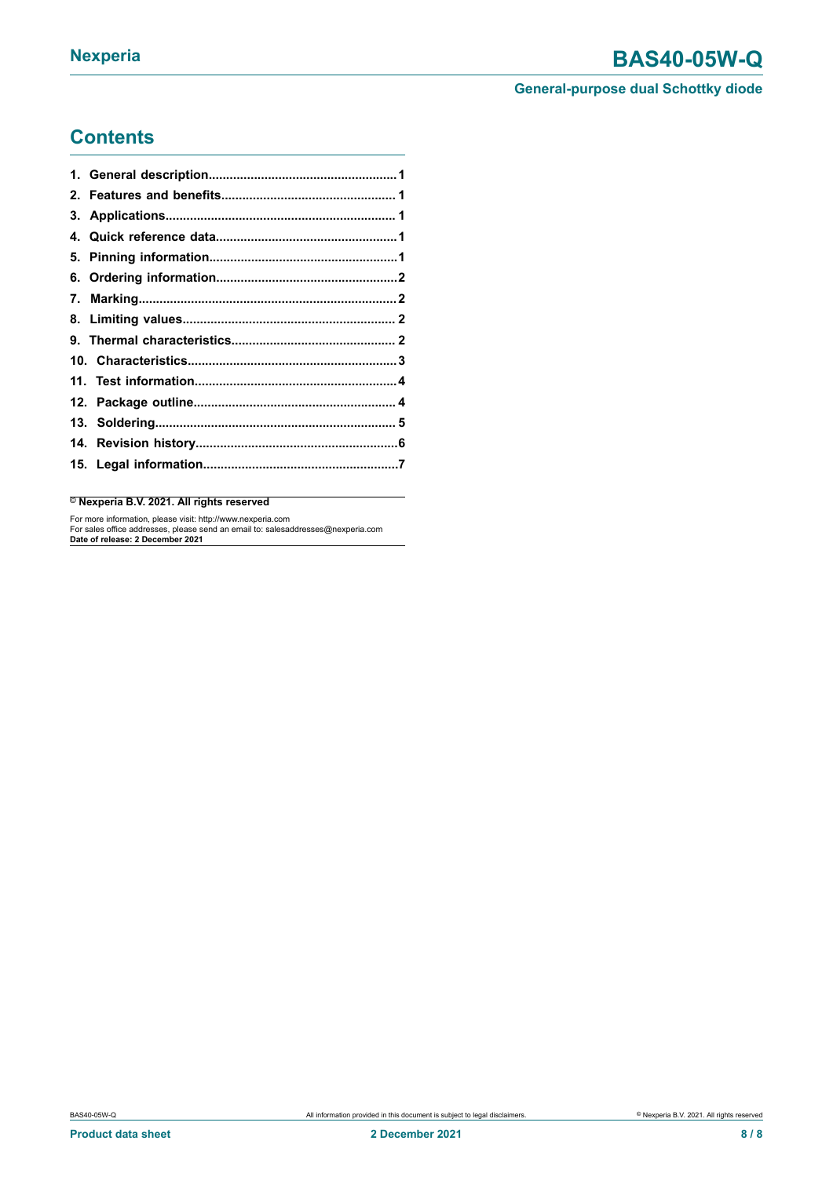## Contents

1. General description......1
2. Features and benefits......1
3. Applications......1
4. Quick reference data......1
5. Pinning information......1
6. Ordering information......2
7. Marking......2
8. Limiting values......2
9. Thermal characteristics......2
10. Characteristics......3
11. Test information......4
12. Package outline......4
13. Soldering......5
14. Revision history......6
15. Legal information......7

**© Nexperia B.V. 2021. All rights reserved**

For more information, please visit: http://www.nexperia.com
For sales office addresses, please send an email to: salesaddresses@nexperia.com
**Date of release: 2 December 2021**